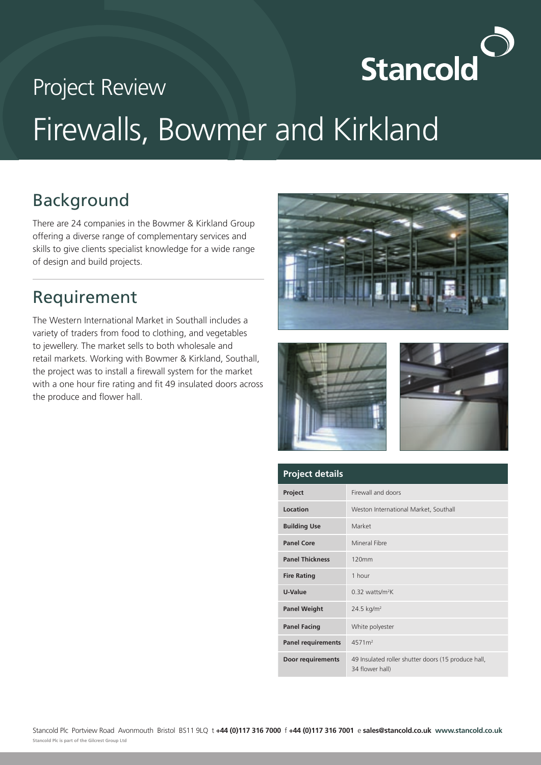Stancold

# Project Review

# Firewalls, Bowmer and Kirkland

## Background

There are 24 companies in the Bowmer & Kirkland Group offering a diverse range of complementary services and skills to give clients specialist knowledge for a wide range of design and build projects.

## Requirement

The Western International Market in Southall includes a variety of traders from food to clothing, and vegetables to jewellery. The market sells to both wholesale and retail markets. Working with Bowmer & Kirkland, Southall, the project was to install a firewall system for the market with a one hour fire rating and fit 49 insulated doors across the produce and flower hall.

| Project details | |
|---|---|
| **Project** | Firewall and doors |
| **Location** | Weston International Market, Southall |
| **Building Use** | Market |
| **Panel Core** | Mineral Fibre |
| **Panel Thickness** | 120mm |
| **Fire Rating** | 1 hour |
| **U-Value** | 0.32 watts/m²K |
| **Panel Weight** | 24.5 kg/m² |
| **Panel Facing** | White polyester |
| **Panel requirements** | 4571m² |
| **Door requirements** | 49 Insulated roller shutter doors (15 produce hall, 34 flower hall) |

Stancold Plc Portview Road Avonmouth Bristol BS11 9LQ t **+44 (0)117 316 7000** f **+44 (0)117 316 7001** e **sales@stancold.co.uk** **www.stancold.co.uk**

**Stancold Plc is part of the Gilcrest Group Ltd**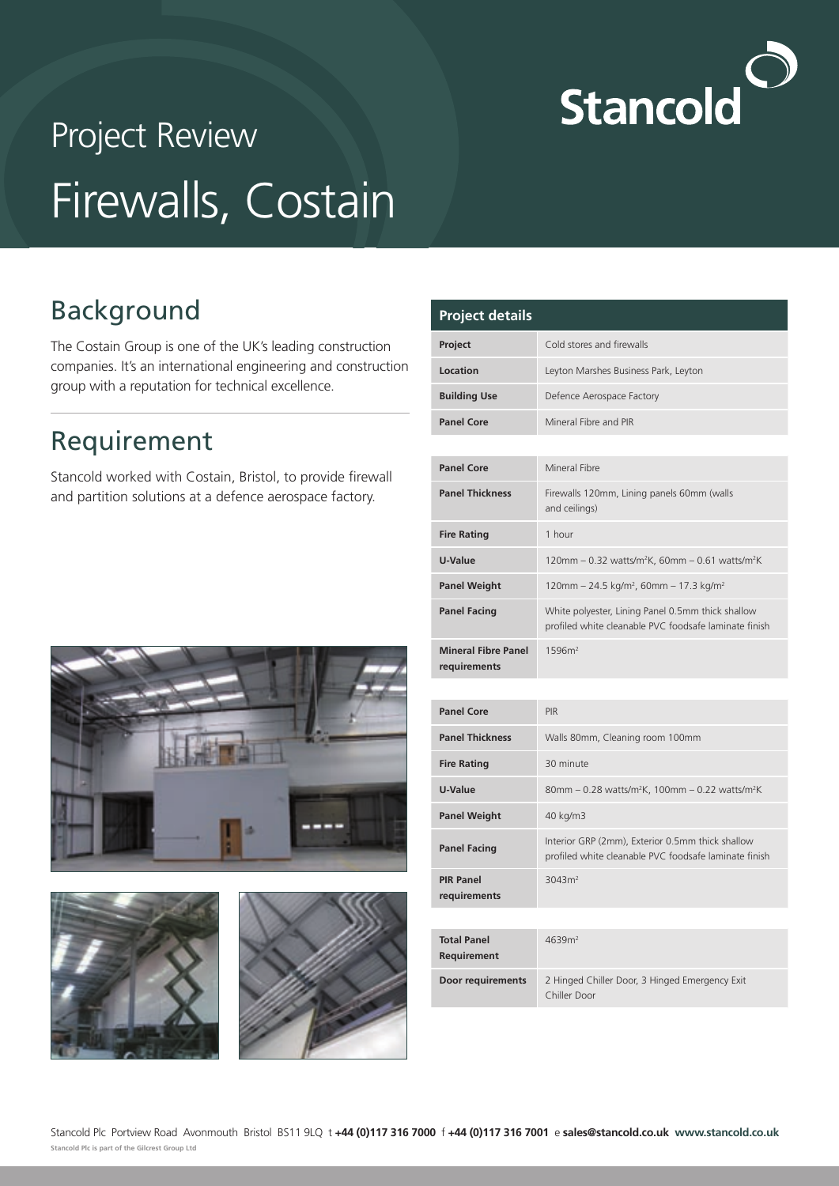# Project Review

# Firewalls, Costain

## Background

The Costain Group is one of the UK's leading construction companies. It's an international engineering and construction group with a reputation for technical excellence.

## Requirement

Stancold worked with Costain, Bristol, to provide firewall and partition solutions at a defence aerospace factory.

| Project details | |
|---|---|
| **Project** | Cold stores and firewalls |
| **Location** | Leyton Marshes Business Park, Leyton |
| **Building Use** | Defence Aerospace Factory |
| **Panel Core** | Mineral Fibre and PIR |

| | |
|---|---|
| **Panel Core** | Mineral Fibre |
| **Panel Thickness** | Firewalls 120mm, Lining panels 60mm (walls and ceilings) |
| **Fire Rating** | 1 hour |
| **U-Value** | 120mm – 0.32 watts/m²K, 60mm – 0.61 watts/m²K |
| **Panel Weight** | 120mm – 24.5 kg/m², 60mm – 17.3 kg/m² |
| **Panel Facing** | White polyester, Lining Panel 0.5mm thick shallow profiled white cleanable PVC foodsafe laminate finish |
| **Mineral Fibre Panel requirements** | 1596m² |

| | |
|---|---|
| **Panel Core** | PIR |
| **Panel Thickness** | Walls 80mm, Cleaning room 100mm |
| **Fire Rating** | 30 minute |
| **U-Value** | 80mm – 0.28 watts/m²K, 100mm – 0.22 watts/m²K |
| **Panel Weight** | 40 kg/m3 |
| **Panel Facing** | Interior GRP (2mm), Exterior 0.5mm thick shallow profiled white cleanable PVC foodsafe laminate finish |
| **PIR Panel requirements** | 3043m² |

| | |
|---|---|
| **Total Panel Requirement** | 4639m² |
| **Door requirements** | 2 Hinged Chiller Door, 3 Hinged Emergency Exit Chiller Door |

Stancold Plc Portview Road Avonmouth Bristol BS11 9LQ t **+44 (0)117 316 7000** f **+44 (0)117 316 7001** e **sales@stancold.co.uk** **www.stancold.co.uk**

**Stancold Plc is part of the Gilcrest Group Ltd**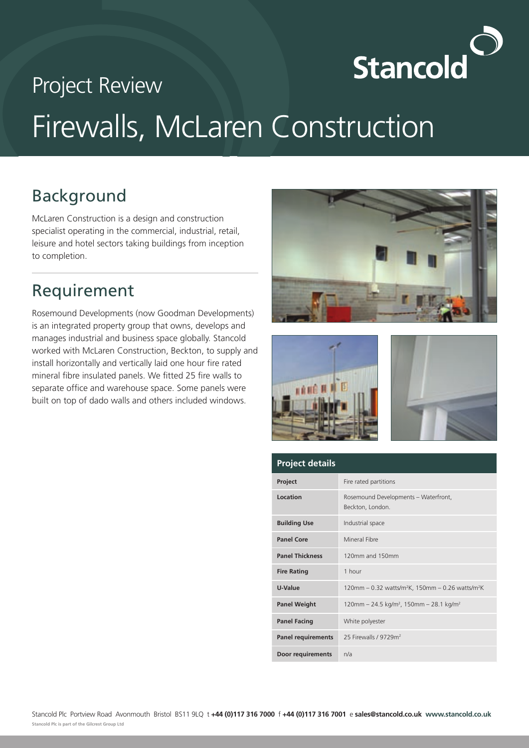# Project Review

# Firewalls, McLaren Construction

Stancold

## Background

McLaren Construction is a design and construction specialist operating in the commercial, industrial, retail, leisure and hotel sectors taking buildings from inception to completion.

## Requirement

Rosemound Developments (now Goodman Developments) is an integrated property group that owns, develops and manages industrial and business space globally. Stancold worked with McLaren Construction, Beckton, to supply and install horizontally and vertically laid one hour fire rated mineral fibre insulated panels. We fitted 25 fire walls to separate office and warehouse space. Some panels were built on top of dado walls and others included windows.

| Project details | |
|---|---|
| **Project** | Fire rated partitions |
| **Location** | Rosemound Developments – Waterfront, Beckton, London. |
| **Building Use** | Industrial space |
| **Panel Core** | Mineral Fibre |
| **Panel Thickness** | 120mm and 150mm |
| **Fire Rating** | 1 hour |
| **U-Value** | 120mm – 0.32 watts/m$^2$K, 150mm – 0.26 watts/m$^2$K |
| **Panel Weight** | 120mm – 24.5 kg/m$^2$, 150mm – 28.1 kg/m$^2$ |
| **Panel Facing** | White polyester |
| **Panel requirements** | 25 Firewalls / 9729m$^2$ |
| **Door requirements** | n/a |

Stancold Plc Portview Road Avonmouth Bristol BS11 9LQ t **+44 (0)117 316 7000** f **+44 (0)117 316 7001** e **sales@stancold.co.uk** **www.stancold.co.uk**

**Stancold Plc is part of the Gilcrest Group Ltd**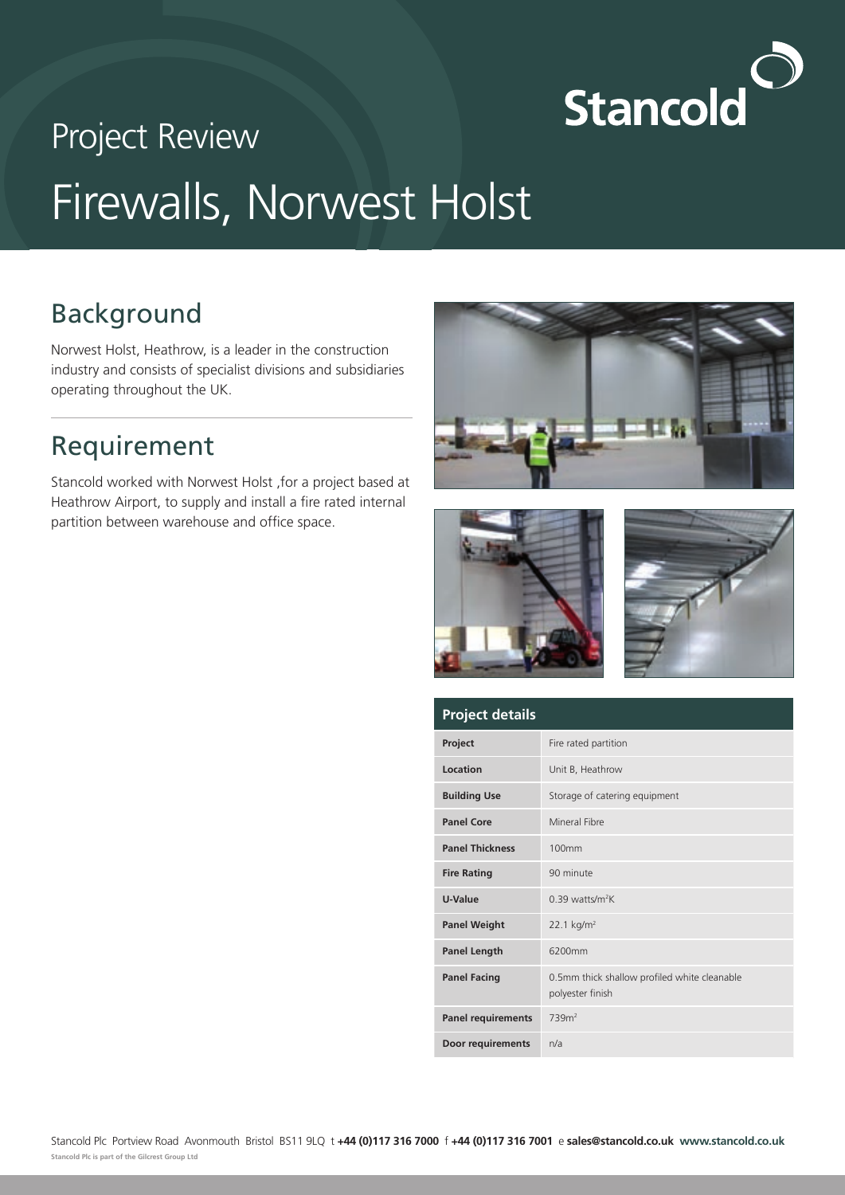Project Review

# Firewalls, Norwest Holst

Stancold

## Background

Norwest Holst, Heathrow, is a leader in the construction industry and consists of specialist divisions and subsidiaries operating throughout the UK.

## Requirement

Stancold worked with Norwest Holst ,for a project based at Heathrow Airport, to supply and install a fire rated internal partition between warehouse and office space.

| Project details | |
|---|---|
| **Project** | Fire rated partition |
| **Location** | Unit B, Heathrow |
| **Building Use** | Storage of catering equipment |
| **Panel Core** | Mineral Fibre |
| **Panel Thickness** | 100mm |
| **Fire Rating** | 90 minute |
| **U-Value** | 0.39 watts/m$^2$K |
| **Panel Weight** | 22.1 kg/m$^2$ |
| **Panel Length** | 6200mm |
| **Panel Facing** | 0.5mm thick shallow profiled white cleanable polyester finish |
| **Panel requirements** | 739m$^2$ |
| **Door requirements** | n/a |

Stancold Plc Portview Road Avonmouth Bristol BS11 9LQ t **+44 (0)117 316 7000** f **+44 (0)117 316 7001** e **sales@stancold.co.uk** **www.stancold.co.uk**

**Stancold Plc is part of the Gilcrest Group Ltd**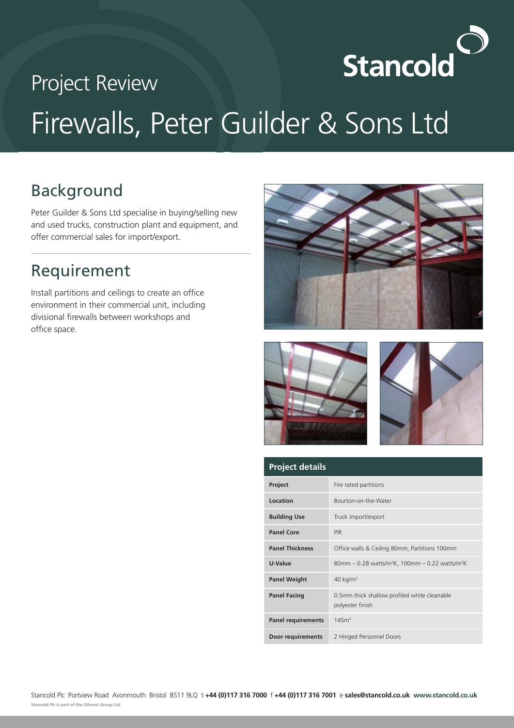Stancold

# Project Review

# Firewalls, Peter Guilder & Sons Ltd

## Background

Peter Guilder & Sons Ltd specialise in buying/selling new and used trucks, construction plant and equipment, and offer commercial sales for import/export.

## Requirement

Install partitions and ceilings to create an office environment in their commercial unit, including divisional firewalls between workshops and office space.

| Project details | |
|---|---|
| **Project** | Fire rated partitions |
| **Location** | Bourton-on-the-Water |
| **Building Use** | Truck import/export |
| **Panel Core** | PIR |
| **Panel Thickness** | Office walls & Ceiling 80mm, Partitions 100mm |
| **U-Value** | 80mm – 0.28 watts/m$^2$K, 100mm – 0.22 watts/m$^2$K |
| **Panel Weight** | 40 kg/m$^2$ |
| **Panel Facing** | 0.5mm thick shallow profiled white cleanable polyester finish |
| **Panel requirements** | 145m$^2$ |
| **Door requirements** | 2 Hinged Personnel Doors |

Stancold Plc Portview Road Avonmouth Bristol BS11 9LQ t **+44 (0)117 316 7000** f **+44 (0)117 316 7001** e **sales@stancold.co.uk** **www.stancold.co.uk**

**Stancold Plc is part of the Gilcrest Group Ltd**